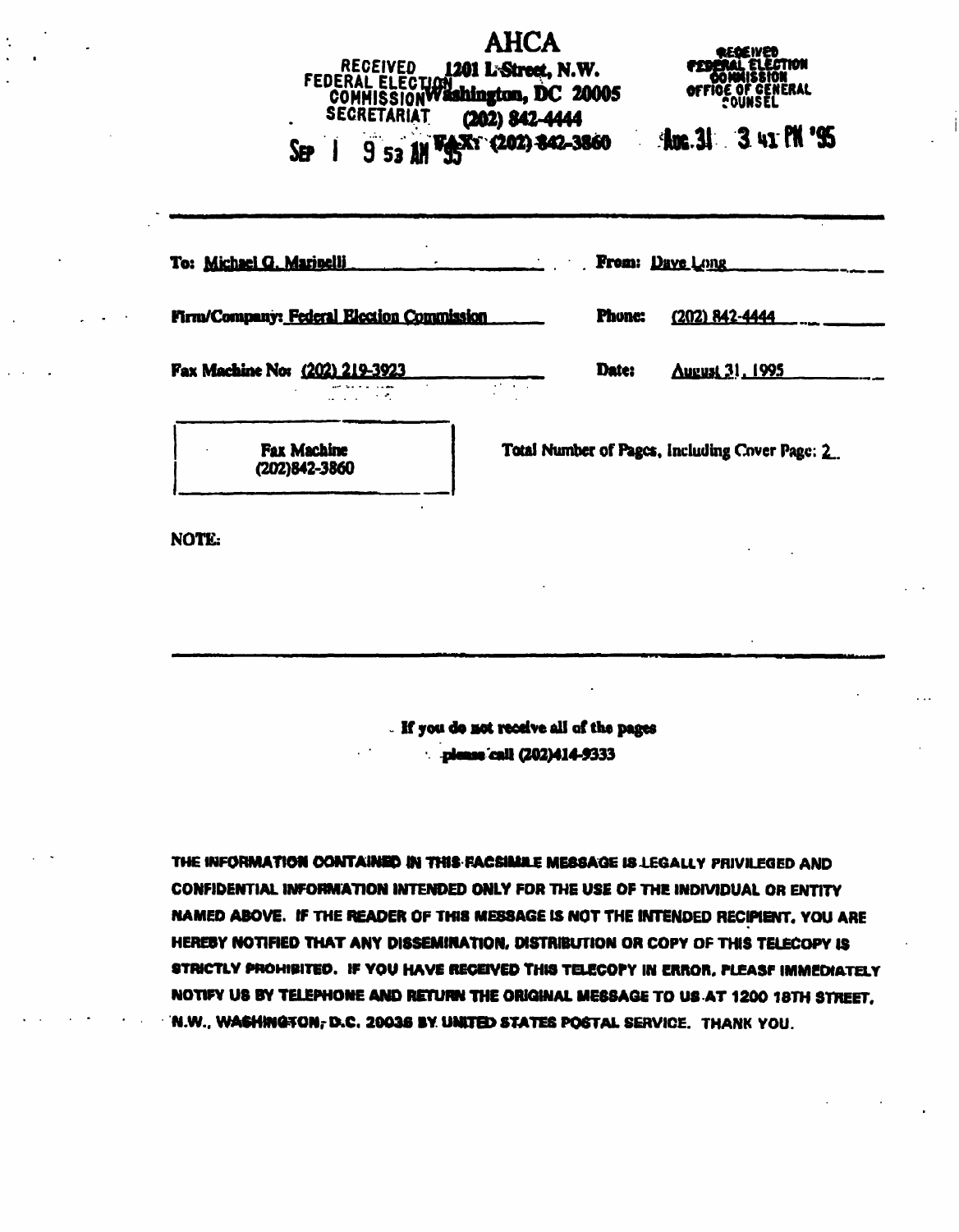# AHCA

1201 L Street, N.W.
Washington, DC 20005
(202) 842-4444
FAX: (202) 842-3860

RECEIVED
FEDERAL ELECTION
COMMISSION
SECRETARIAT

SEP 1 9 53 AM '95

RECEIVED
FEDERAL ELECTION
COMMISSION
OFFICE OF GENERAL
COUNSEL

AUG 31 3 41 PM '95

---

To: Michael G. Marinelli

From: Dave Long

Firm/Company: Federal Election Commission

Phone: (202) 842-4444

Fax Machine No: (202) 219-3923

Date: August 31, 1995

Fax Machine
(202)842-3860

Total Number of Pages, Including Cover Page: 2

NOTE:

---

If you do not receive all of the pages
please call (202)414-9333

THE INFORMATION CONTAINED IN THIS FACSIMILE MESSAGE IS LEGALLY PRIVILEGED AND CONFIDENTIAL INFORMATION INTENDED ONLY FOR THE USE OF THE INDIVIDUAL OR ENTITY NAMED ABOVE. IF THE READER OF THIS MESSAGE IS NOT THE INTENDED RECIPIENT, YOU ARE HEREBY NOTIFIED THAT ANY DISSEMINATION, DISTRIBUTION OR COPY OF THIS TELECOPY IS STRICTLY PROHIBITED. IF YOU HAVE RECEIVED THIS TELECOPY IN ERROR, PLEASF IMMEDIATELY NOTIFY US BY TELEPHONE AND RETURN THE ORIGINAL MESSAGE TO US AT 1200 18TH STREET, N.W., WASHINGTON, D.C. 20036 BY UNITED STATES POSTAL SERVICE. THANK YOU.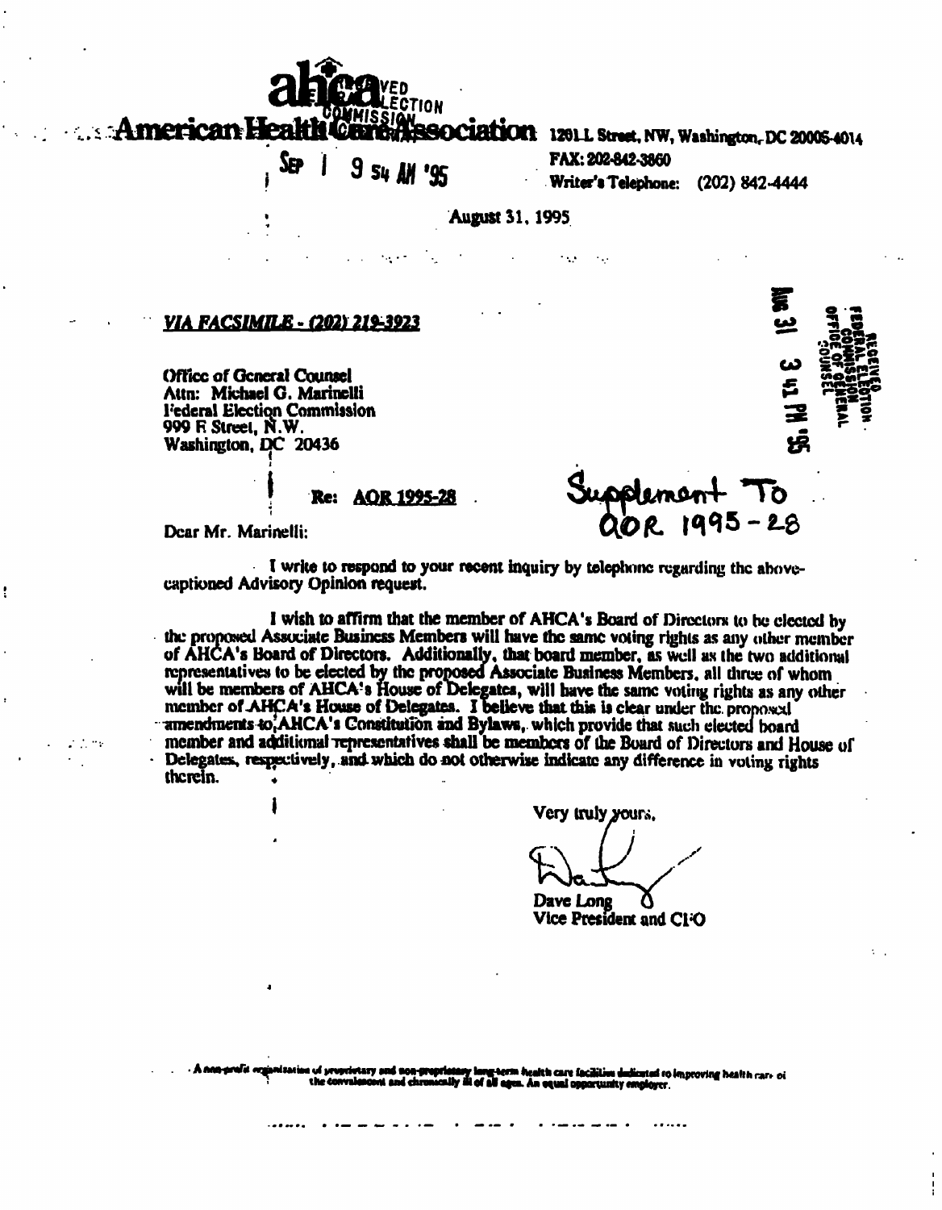**American Health Care Association** 1201 L Street, NW, Washington, DC 20005-4014

FAX: 202-842-3860

Writer's Telephone: (202) 842-4444

RECEIVED FEDERAL ELECTION COMMISSION

SEP 1 9 54 AM '95

August 31, 1995

RECEIVED FEDERAL ELECTION COMMISSION OFFICE OF GENERAL COUNSEL

AUG 31 3 43 PM '95

*VIA FACSIMILE - (202) 219-3923*

Office of General Counsel
Attn: Michael G. Marinelli
Federal Election Commission
999 E Street, N.W.
Washington, DC 20436

Re: AOR 1995-28

Supplement To AOR 1995-28

Dear Mr. Marinelli:

I write to respond to your recent inquiry by telephone regarding the above-captioned Advisory Opinion request.

I wish to affirm that the member of AHCA's Board of Directors to be elected by the proposed Associate Business Members will have the same voting rights as any other member of AHCA's Board of Directors. Additionally, that board member, as well as the two additional representatives to be elected by the proposed Associate Business Members, all three of whom will be members of AHCA's House of Delegates, will have the same voting rights as any other member of AHCA's House of Delegates. I believe that this is clear under the proposed amendments to AHCA's Constitution and Bylaws, which provide that such elected board member and additional representatives shall be members of the Board of Directors and House of Delegates, respectively, and which do not otherwise indicate any difference in voting rights therein.

Very truly yours,

Dave Long
Vice President and CFO

A non-profit organization of proprietary and non-proprietary long-term health care facilities dedicated to improving health care of the convalescent and chronically ill of all ages. An equal opportunity employer.